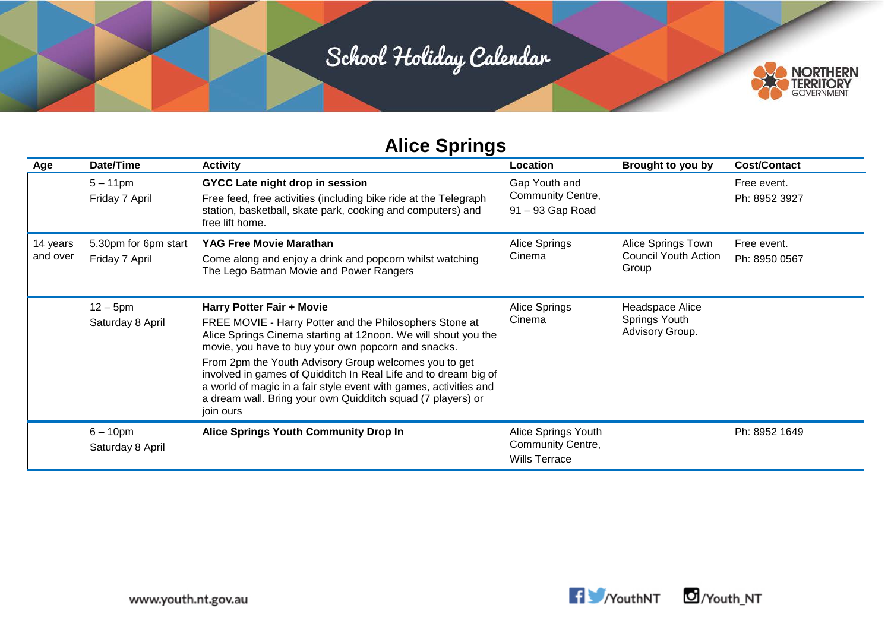# School Holiday Calendar

## Alice Springs

| Age | Date/Time | Activity | Location | Brought to you by | Cost/Contact |
|---|---|---|---|---|---|
| | 5 – 11pm<br>Friday 7 April | **GYCC Late night drop in session**<br>Free feed, free activities (including bike ride at the Telegraph station, basketball, skate park, cooking and computers) and free lift home. | Gap Youth and Community Centre,<br>91 – 93 Gap Road | | Free event.<br>Ph: 8952 3927 |
| 14 years and over | 5.30pm for 6pm start<br>Friday 7 April | **YAG Free Movie Marathan**<br>Come along and enjoy a drink and popcorn whilst watching The Lego Batman Movie and Power Rangers | Alice Springs Cinema | Alice Springs Town Council Youth Action Group | Free event.<br>Ph: 8950 0567 |
| | 12 – 5pm<br>Saturday 8 April | **Harry Potter Fair + Movie**<br>FREE MOVIE - Harry Potter and the Philosophers Stone at Alice Springs Cinema starting at 12noon. We will shout you the movie, you have to buy your own popcorn and snacks.<br>From 2pm the Youth Advisory Group welcomes you to get involved in games of Quidditch In Real Life and to dream big of a world of magic in a fair style event with games, activities and a dream wall. Bring your own Quidditch squad (7 players) or join ours | Alice Springs Cinema | Headspace Alice Springs Youth Advisory Group. | |
| | 6 – 10pm<br>Saturday 8 April | **Alice Springs Youth Community Drop In** | Alice Springs Youth Community Centre,<br>Wills Terrace | | Ph: 8952 1649 |

www.youth.nt.gov.au /YouthNT /Youth_NT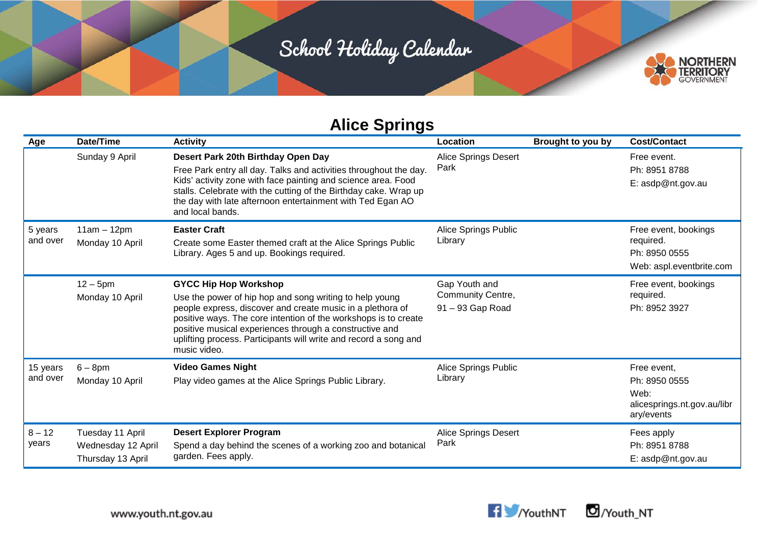# School Holiday Calendar

## Alice Springs

| Age | Date/Time | Activity | Location | Brought to you by | Cost/Contact |
|---|---|---|---|---|---|
| | Sunday 9 April | **Desert Park 20th Birthday Open Day**<br>Free Park entry all day. Talks and activities throughout the day. Kids' activity zone with face painting and science area. Food stalls. Celebrate with the cutting of the Birthday cake. Wrap up the day with late afternoon entertainment with Ted Egan AO and local bands. | Alice Springs Desert Park | | Free event.<br>Ph: 8951 8788<br>E: asdp@nt.gov.au |
| 5 years and over | 11am – 12pm<br>Monday 10 April | **Easter Craft**<br>Create some Easter themed craft at the Alice Springs Public Library. Ages 5 and up. Bookings required. | Alice Springs Public Library | | Free event, bookings required.<br>Ph: 8950 0555<br>Web: aspl.eventbrite.com |
| | 12 – 5pm<br>Monday 10 April | **GYCC Hip Hop Workshop**<br>Use the power of hip hop and song writing to help young people express, discover and create music in a plethora of positive ways. The core intention of the workshops is to create positive musical experiences through a constructive and uplifting process. Participants will write and record a song and music video. | Gap Youth and Community Centre,<br>91 – 93 Gap Road | | Free event, bookings required.<br>Ph: 8952 3927 |
| 15 years and over | 6 – 8pm<br>Monday 10 April | **Video Games Night**<br>Play video games at the Alice Springs Public Library. | Alice Springs Public Library | | Free event,<br>Ph: 8950 0555<br>Web: alicesprings.nt.gov.au/library/events |
| 8 – 12 years | Tuesday 11 April<br>Wednesday 12 April<br>Thursday 13 April | **Desert Explorer Program**<br>Spend a day behind the scenes of a working zoo and botanical garden. Fees apply. | Alice Springs Desert Park | | Fees apply<br>Ph: 8951 8788<br>E: asdp@nt.gov.au |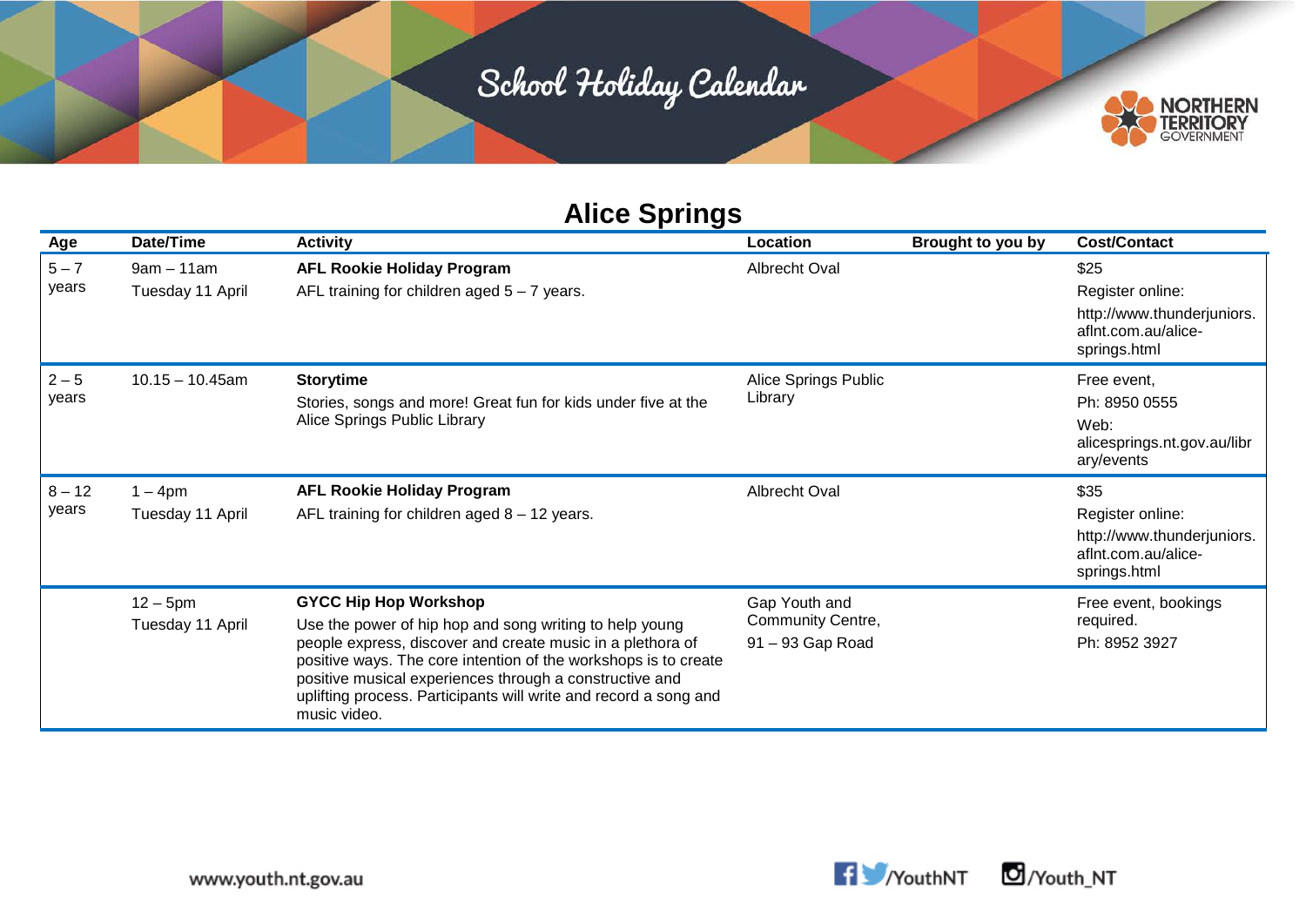# School Holiday Calendar

## Alice Springs

| Age | Date/Time | Activity | Location | Brought to you by | Cost/Contact |
|---|---|---|---|---|---|
| 5 – 7 years | 9am – 11am<br>Tuesday 11 April | **AFL Rookie Holiday Program**<br>AFL training for children aged 5 – 7 years. | Albrecht Oval | | $25<br>Register online:<br>http://www.thunderjuniors.aflnt.com.au/alice-springs.html |
| 2 – 5 years | 10.15 – 10.45am | **Storytime**<br>Stories, songs and more! Great fun for kids under five at the Alice Springs Public Library | Alice Springs Public Library | | Free event,<br>Ph: 8950 0555<br>Web: alicesprings.nt.gov.au/library/events |
| 8 – 12 years | 1 – 4pm<br>Tuesday 11 April | **AFL Rookie Holiday Program**<br>AFL training for children aged 8 – 12 years. | Albrecht Oval | | $35<br>Register online:<br>http://www.thunderjuniors.aflnt.com.au/alice-springs.html |
| | 12 – 5pm<br>Tuesday 11 April | **GYCC Hip Hop Workshop**<br>Use the power of hip hop and song writing to help young people express, discover and create music in a plethora of positive ways. The core intention of the workshops is to create positive musical experiences through a constructive and uplifting process. Participants will write and record a song and music video. | Gap Youth and Community Centre,<br>91 – 93 Gap Road | | Free event, bookings required.<br>Ph: 8952 3927 |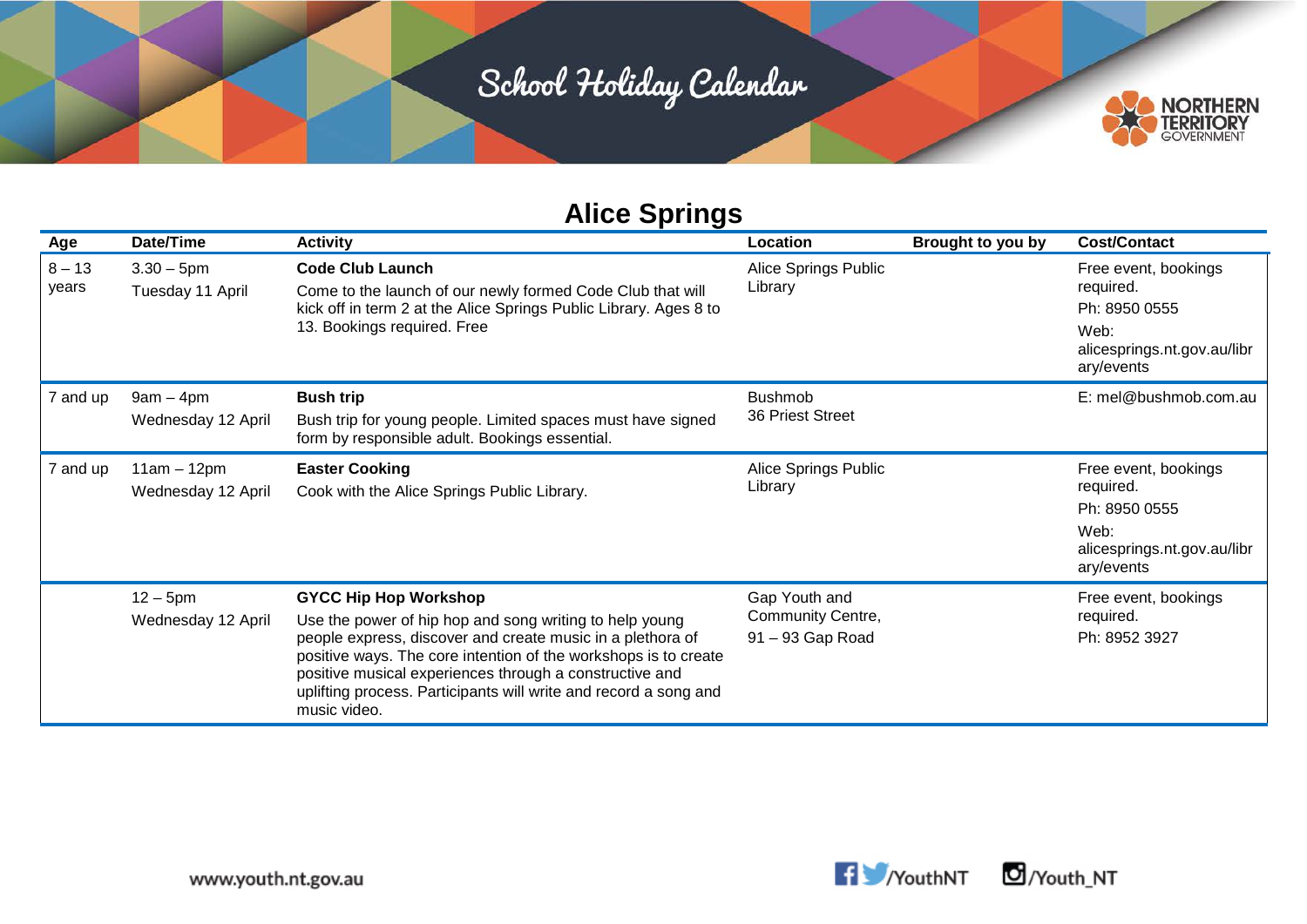# School Holiday Calendar

## Alice Springs

| Age | Date/Time | Activity | Location | Brought to you by | Cost/Contact |
|---|---|---|---|---|---|
| 8 – 13 years | 3.30 – 5pm<br>Tuesday 11 April | **Code Club Launch**<br>Come to the launch of our newly formed Code Club that will kick off in term 2 at the Alice Springs Public Library. Ages 8 to 13. Bookings required. Free | Alice Springs Public Library | | Free event, bookings required.<br>Ph: 8950 0555<br>Web: alicesprings.nt.gov.au/library/events |
| 7 and up | 9am – 4pm<br>Wednesday 12 April | **Bush trip**<br>Bush trip for young people. Limited spaces must have signed form by responsible adult. Bookings essential. | Bushmob<br>36 Priest Street | | E: mel@bushmob.com.au |
| 7 and up | 11am – 12pm<br>Wednesday 12 April | **Easter Cooking**<br>Cook with the Alice Springs Public Library. | Alice Springs Public Library | | Free event, bookings required.<br>Ph: 8950 0555<br>Web: alicesprings.nt.gov.au/library/events |
| | 12 – 5pm<br>Wednesday 12 April | **GYCC Hip Hop Workshop**<br>Use the power of hip hop and song writing to help young people express, discover and create music in a plethora of positive ways. The core intention of the workshops is to create positive musical experiences through a constructive and uplifting process. Participants will write and record a song and music video. | Gap Youth and Community Centre,<br>91 – 93 Gap Road | | Free event, bookings required.<br>Ph: 8952 3927 |

www.youth.nt.gov.au /YouthNT /Youth_NT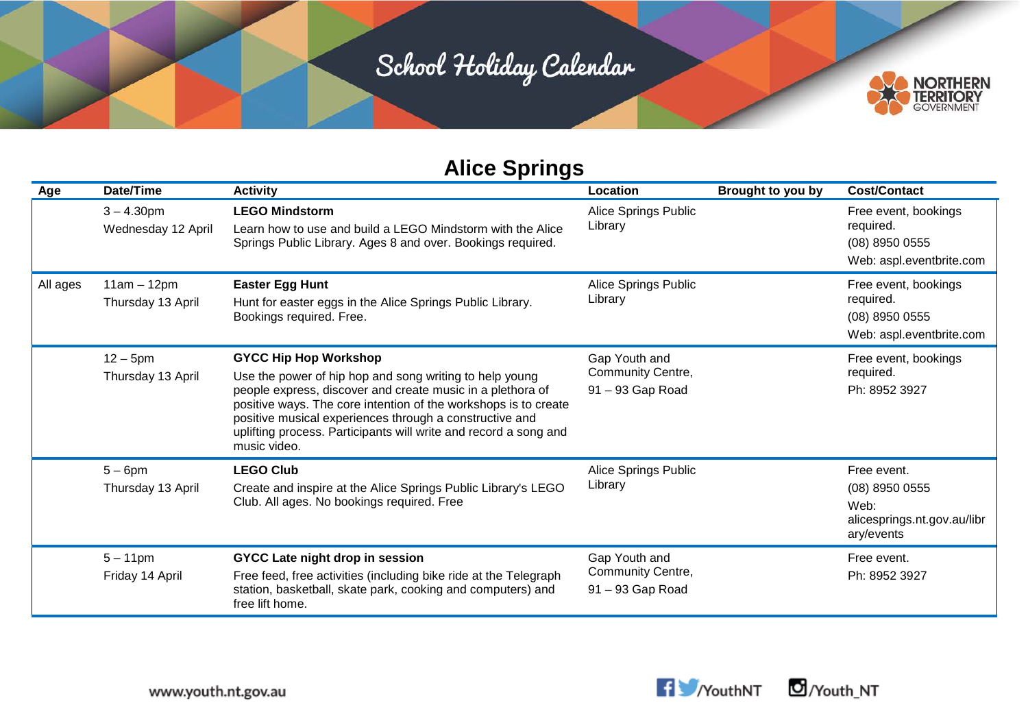# School Holiday Calendar

## Alice Springs

| Age | Date/Time | Activity | Location | Brought to you by | Cost/Contact |
|---|---|---|---|---|---|
| | 3 – 4.30pm<br>Wednesday 12 April | **LEGO Mindstorm**<br>Learn how to use and build a LEGO Mindstorm with the Alice Springs Public Library. Ages 8 and over. Bookings required. | Alice Springs Public Library | | Free event, bookings required.<br>(08) 8950 0555<br>Web: aspl.eventbrite.com |
| All ages | 11am – 12pm<br>Thursday 13 April | **Easter Egg Hunt**<br>Hunt for easter eggs in the Alice Springs Public Library. Bookings required. Free. | Alice Springs Public Library | | Free event, bookings required.<br>(08) 8950 0555<br>Web: aspl.eventbrite.com |
| | 12 – 5pm<br>Thursday 13 April | **GYCC Hip Hop Workshop**<br>Use the power of hip hop and song writing to help young people express, discover and create music in a plethora of positive ways. The core intention of the workshops is to create positive musical experiences through a constructive and uplifting process. Participants will write and record a song and music video. | Gap Youth and Community Centre,<br>91 – 93 Gap Road | | Free event, bookings required.<br>Ph: 8952 3927 |
| | 5 – 6pm<br>Thursday 13 April | **LEGO Club**<br>Create and inspire at the Alice Springs Public Library's LEGO Club. All ages. No bookings required. Free | Alice Springs Public Library | | Free event.<br>(08) 8950 0555<br>Web: alicesprings.nt.gov.au/library/events |
| | 5 – 11pm<br>Friday 14 April | **GYCC Late night drop in session**<br>Free feed, free activities (including bike ride at the Telegraph station, basketball, skate park, cooking and computers) and free lift home. | Gap Youth and Community Centre,<br>91 – 93 Gap Road | | Free event.<br>Ph: 8952 3927 |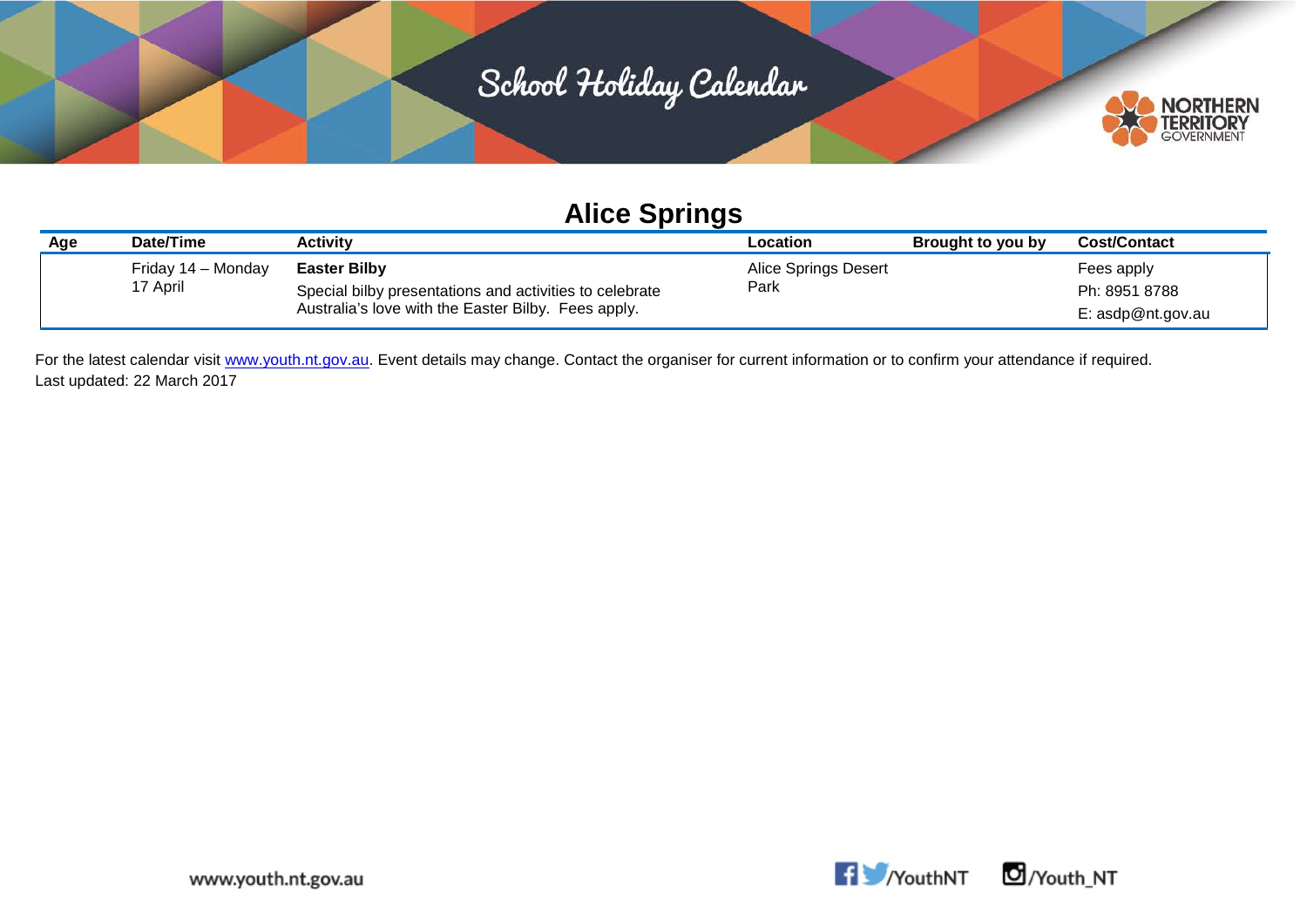# School Holiday Calendar

## Alice Springs

| Age | Date/Time | Activity | Location | Brought to you by | Cost/Contact |
|---|---|---|---|---|---|
| | Friday 14 – Monday 17 April | **Easter Bilby**<br>Special bilby presentations and activities to celebrate Australia's love with the Easter Bilby. Fees apply. | Alice Springs Desert Park | | Fees apply<br>Ph: 8951 8788<br>E: asdp@nt.gov.au |

For the latest calendar visit www.youth.nt.gov.au. Event details may change. Contact the organiser for current information or to confirm your attendance if required.
Last updated: 22 March 2017